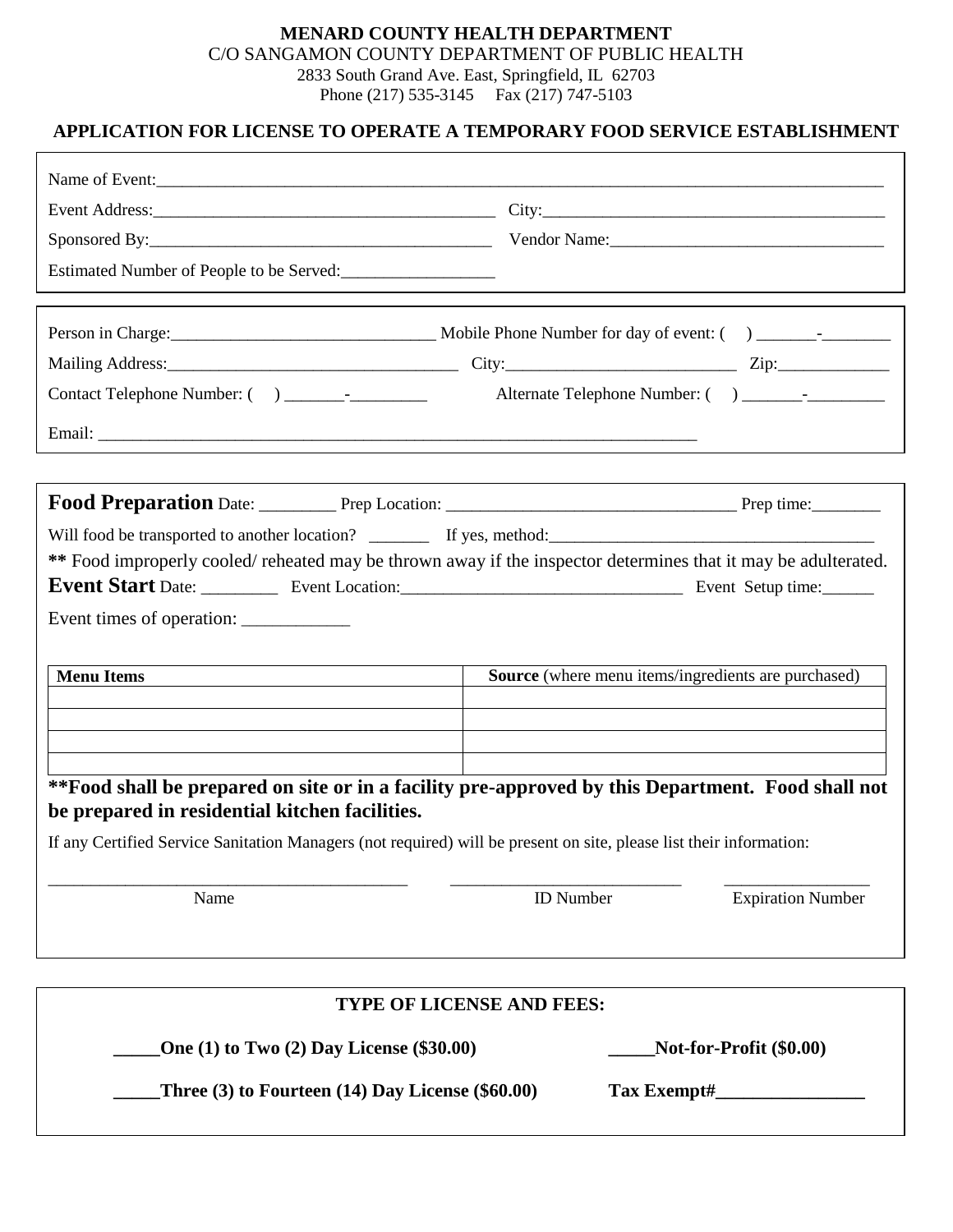**MENARD COUNTY HEALTH DEPARTMENT**
C/O SANGAMON COUNTY DEPARTMENT OF PUBLIC HEALTH
2833 South Grand Ave. East, Springfield, IL 62703
Phone (217) 535-3145 Fax (217) 747-5103

## APPLICATION FOR LICENSE TO OPERATE A TEMPORARY FOOD SERVICE ESTABLISHMENT

Name of Event:______________________________________________________________________________

Event Address:_______________________________________ City:_____________________________________

Sponsored By:_______________________________________ Vendor Name:______________________________

Estimated Number of People to be Served:_________________

Person in Charge:______________________________ Mobile Phone Number for day of event: ( ) _______-________

Mailing Address:_________________________________ City:__________________________ Zip:_____________

Contact Telephone Number: ( ) _______-_________ Alternate Telephone Number: ( ) _______-_________

Email: ______________________________________________________________________

**Food Preparation** Date: _________ Prep Location: _________________________________ Prep time:________

Will food be transported to another location? _______ If yes, method:_____________________________________

**\*\*** Food improperly cooled/ reheated may be thrown away if the inspector determines that it may be adulterated.

**Event Start** Date: _________ Event Location:________________________________ Event Setup time:______

Event times of operation: ____________

| **Menu Items** | **Source** (where menu items/ingredients are purchased) |
|---|---|
| | |
| | |
| | |
| | |

**\*\*Food shall be prepared on site or in a facility pre-approved by this Department. Food shall not be prepared in residential kitchen facilities.**

If any Certified Service Sanitation Managers (not required) will be present on site, please list their information:

__________________________________________ __________________________ _________________
Name ID Number Expiration Number

**TYPE OF LICENSE AND FEES:**

**_____One (1) to Two (2) Day License ($30.00)** **_____Not-for-Profit ($0.00)**

**_____Three (3) to Fourteen (14) Day License ($60.00)** **Tax Exempt#________________**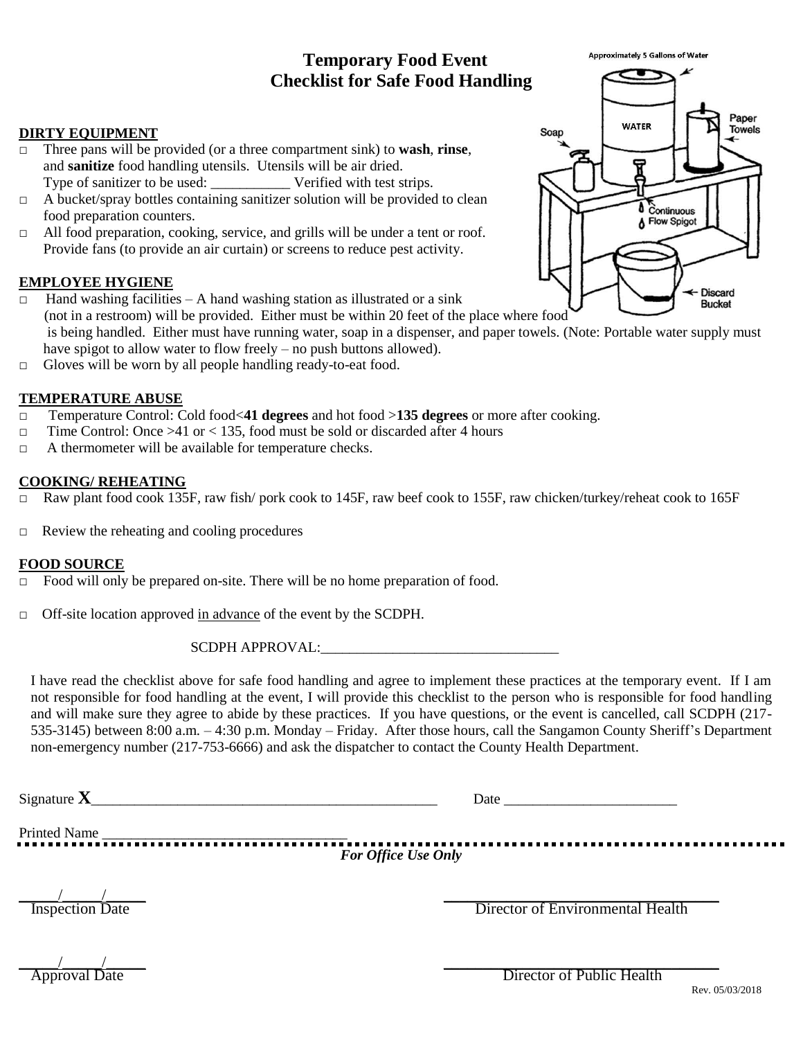# Temporary Food Event
# Checklist for Safe Food Handling

Approximately 5 Gallons of Water

Soap

WATER

Paper Towels

Continuous Flow Spigot

Discard Bucket

**DIRTY EQUIPMENT**

- □ Three pans will be provided (or a three compartment sink) to **wash**, **rinse**, and **sanitize** food handling utensils. Utensils will be air dried. Type of sanitizer to be used: ___________ Verified with test strips.
- □ A bucket/spray bottles containing sanitizer solution will be provided to clean food preparation counters.
- □ All food preparation, cooking, service, and grills will be under a tent or roof. Provide fans (to provide an air curtain) or screens to reduce pest activity.

**EMPLOYEE HYGIENE**

- □ Hand washing facilities – A hand washing station as illustrated or a sink (not in a restroom) will be provided. Either must be within 20 feet of the place where food is being handled. Either must have running water, soap in a dispenser, and paper towels. (Note: Portable water supply must have spigot to allow water to flow freely – no push buttons allowed).
- □ Gloves will be worn by all people handling ready-to-eat food.

**TEMPERATURE ABUSE**

- □ Temperature Control: Cold food<**41 degrees** and hot food >**135 degrees** or more after cooking.
- □ Time Control: Once >41 or < 135, food must be sold or discarded after 4 hours
- □ A thermometer will be available for temperature checks.

**COOKING/ REHEATING**

- □ Raw plant food cook 135F, raw fish/ pork cook to 145F, raw beef cook to 155F, raw chicken/turkey/reheat cook to 165F
- □ Review the reheating and cooling procedures

**FOOD SOURCE**

- □ Food will only be prepared on-site. There will be no home preparation of food.
- □ Off-site location approved in advance of the event by the SCDPH.

SCDPH APPROVAL:_________________________________

I have read the checklist above for safe food handling and agree to implement these practices at the temporary event. If I am not responsible for food handling at the event, I will provide this checklist to the person who is responsible for food handling and will make sure they agree to abide by these practices. If you have questions, or the event is cancelled, call SCDPH (217-535-3145) between 8:00 a.m. – 4:30 p.m. Monday – Friday. After those hours, call the Sangamon County Sheriff's Department non-emergency number (217-753-6666) and ask the dispatcher to contact the County Health Department.

Signature **X**_________________________________________________ Date ________________________

Printed Name _________________________________

*For Office Use Only*

_____/_____/_____
Inspection Date

_________________________________
Director of Environmental Health

_____/_____/_____
Approval Date

_________________________________
Director of Public Health

Rev. 05/03/2018